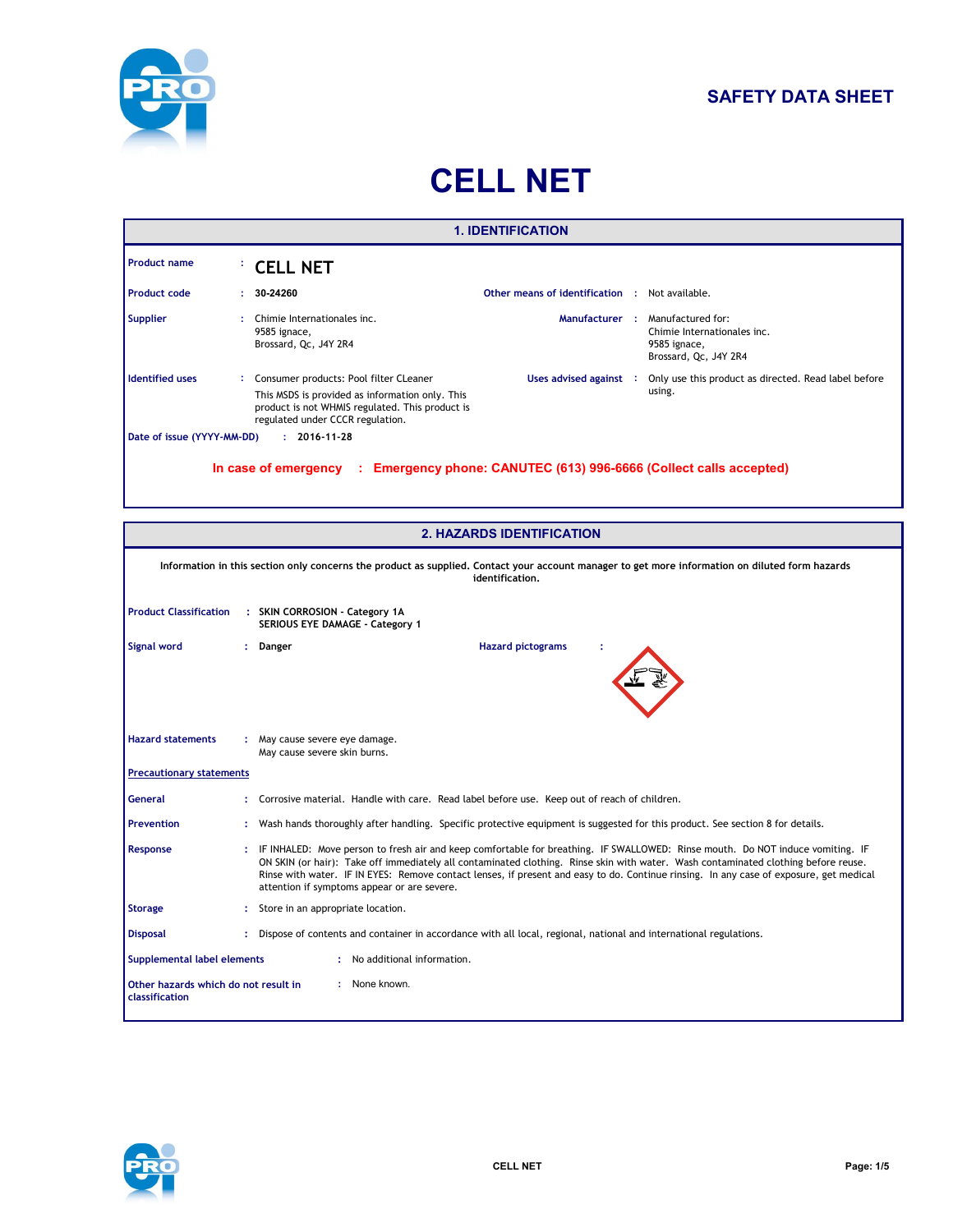# SAFETY DATA SHEET

# CELL NET

## 1. IDENTIFICATION

**Product name** : CELL NET

**Product code** : 30-24260

**Other means of identification** : Not available.

**Supplier** : Chimie Internationales inc.
9585 ignace,
Brossard, Qc, J4Y 2R4

**Manufacturer** : Manufactured for:
Chimie Internationales inc.
9585 ignace,
Brossard, Qc, J4Y 2R4

**Identified uses** : Consumer products: Pool filter CLeaner

This MSDS is provided as information only. This product is not WHMIS regulated. This product is regulated under CCCR regulation.

**Uses advised against** : Only use this product as directed. Read label before using.

**Date of issue (YYYY-MM-DD)** : 2016-11-28

**In case of emergency : Emergency phone: CANUTEC (613) 996-6666 (Collect calls accepted)**

## 2. HAZARDS IDENTIFICATION

**Information in this section only concerns the product as supplied. Contact your account manager to get more information on diluted form hazards identification.**

**Product Classification** : SKIN CORROSION - Category 1A
SERIOUS EYE DAMAGE - Category 1

**Signal word** : Danger

**Hazard pictograms** :

**Hazard statements** : May cause severe eye damage.
May cause severe skin burns.

**Precautionary statements**

**General** : Corrosive material. Handle with care. Read label before use. Keep out of reach of children.

**Prevention** : Wash hands thoroughly after handling. Specific protective equipment is suggested for this product. See section 8 for details.

**Response** : IF INHALED: Move person to fresh air and keep comfortable for breathing. IF SWALLOWED: Rinse mouth. Do NOT induce vomiting. IF ON SKIN (or hair): Take off immediately all contaminated clothing. Rinse skin with water. Wash contaminated clothing before reuse. Rinse with water. IF IN EYES: Remove contact lenses, if present and easy to do. Continue rinsing. In any case of exposure, get medical attention if symptoms appear or are severe.

**Storage** : Store in an appropriate location.

**Disposal** : Dispose of contents and container in accordance with all local, regional, national and international regulations.

**Supplemental label elements** : No additional information.

**Other hazards which do not result in classification** : None known.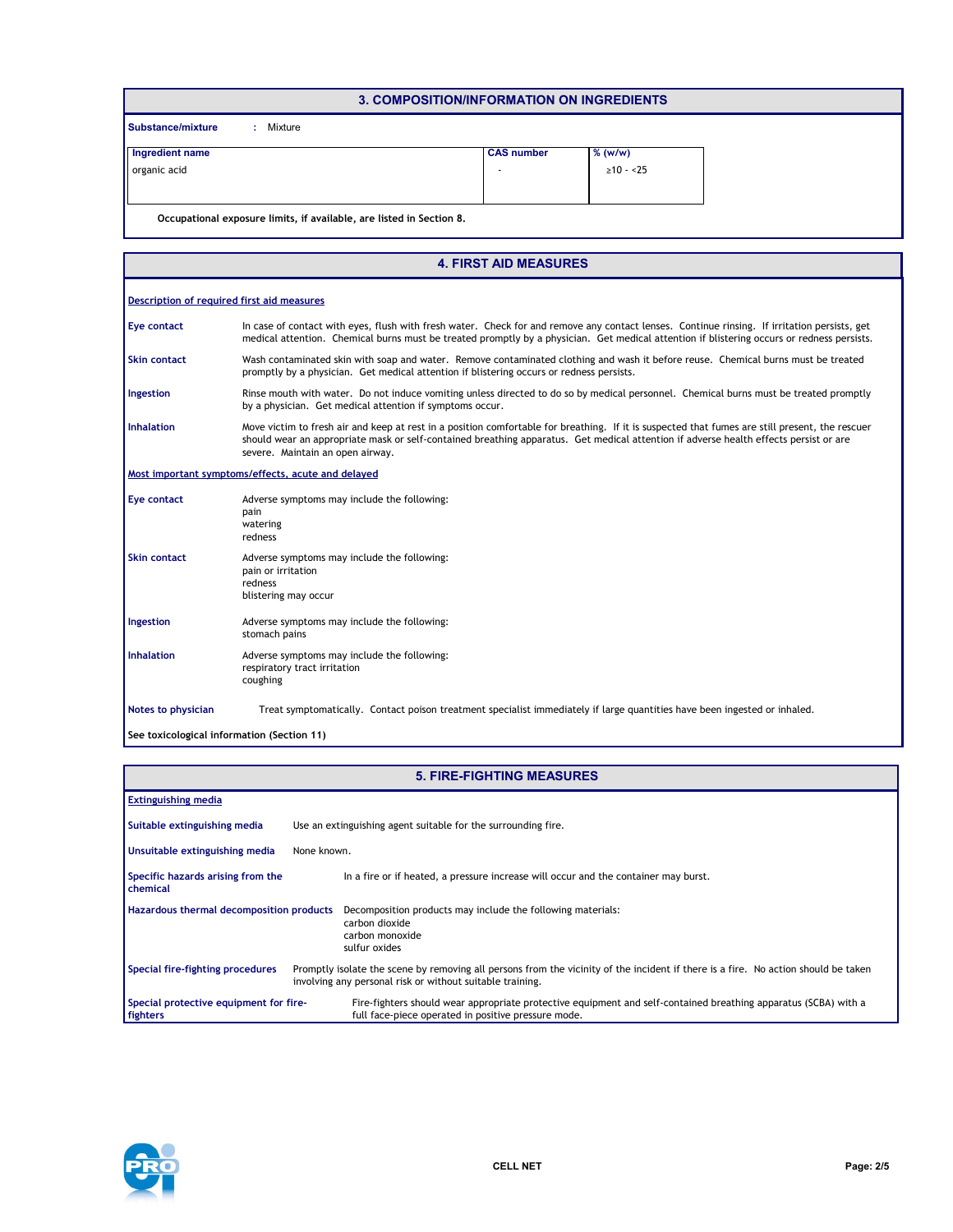## 3. COMPOSITION/INFORMATION ON INGREDIENTS

**Substance/mixture** : Mixture

| Ingredient name | CAS number | % (w/w) |
|---|---|---|
| organic acid | - | ≥10 - <25 |

**Occupational exposure limits, if available, are listed in Section 8.**

## 4. FIRST AID MEASURES

### Description of required first aid measures

**Eye contact** In case of contact with eyes, flush with fresh water. Check for and remove any contact lenses. Continue rinsing. If irritation persists, get medical attention. Chemical burns must be treated promptly by a physician. Get medical attention if blistering occurs or redness persists.

**Skin contact** Wash contaminated skin with soap and water. Remove contaminated clothing and wash it before reuse. Chemical burns must be treated promptly by a physician. Get medical attention if blistering occurs or redness persists.

**Ingestion** Rinse mouth with water. Do not induce vomiting unless directed to do so by medical personnel. Chemical burns must be treated promptly by a physician. Get medical attention if symptoms occur.

**Inhalation** Move victim to fresh air and keep at rest in a position comfortable for breathing. If it is suspected that fumes are still present, the rescuer should wear an appropriate mask or self-contained breathing apparatus. Get medical attention if adverse health effects persist or are severe. Maintain an open airway.

### Most important symptoms/effects, acute and delayed

**Eye contact** Adverse symptoms may include the following:
pain
watering
redness

**Skin contact** Adverse symptoms may include the following:
pain or irritation
redness
blistering may occur

**Ingestion** Adverse symptoms may include the following:
stomach pains

**Inhalation** Adverse symptoms may include the following:
respiratory tract irritation
coughing

**Notes to physician** Treat symptomatically. Contact poison treatment specialist immediately if large quantities have been ingested or inhaled.

**See toxicological information (Section 11)**

## 5. FIRE-FIGHTING MEASURES

### Extinguishing media

**Suitable extinguishing media** Use an extinguishing agent suitable for the surrounding fire.

**Unsuitable extinguishing media** None known.

**Specific hazards arising from the chemical** In a fire or if heated, a pressure increase will occur and the container may burst.

**Hazardous thermal decomposition products** Decomposition products may include the following materials:
carbon dioxide
carbon monoxide
sulfur oxides

**Special fire-fighting procedures** Promptly isolate the scene by removing all persons from the vicinity of the incident if there is a fire. No action should be taken involving any personal risk or without suitable training.

**Special protective equipment for fire-fighters** Fire-fighters should wear appropriate protective equipment and self-contained breathing apparatus (SCBA) with a full face-piece operated in positive pressure mode.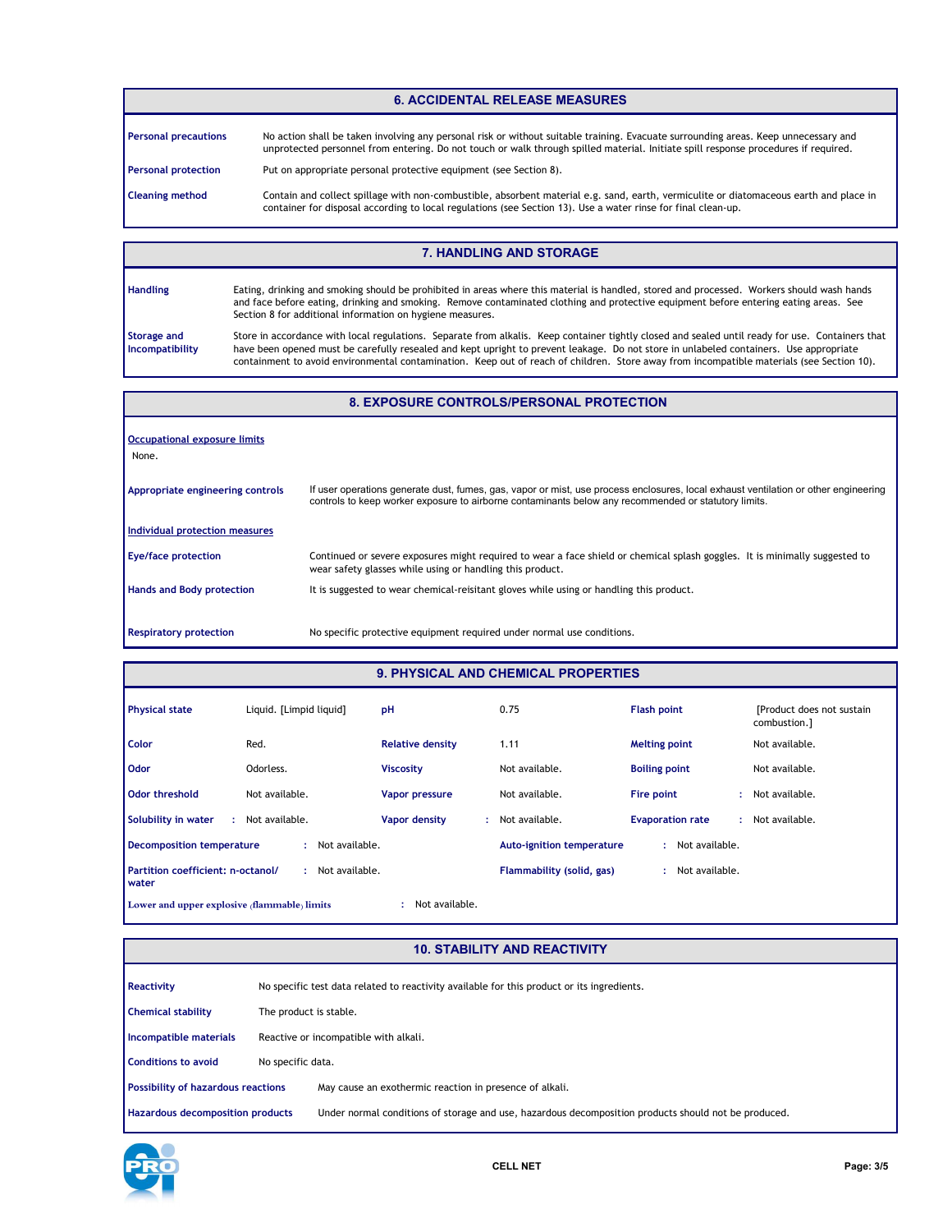## 6. ACCIDENTAL RELEASE MEASURES

**Personal precautions** No action shall be taken involving any personal risk or without suitable training. Evacuate surrounding areas. Keep unnecessary and unprotected personnel from entering. Do not touch or walk through spilled material. Initiate spill response procedures if required.

**Personal protection** Put on appropriate personal protective equipment (see Section 8).

**Cleaning method** Contain and collect spillage with non-combustible, absorbent material e.g. sand, earth, vermiculite or diatomaceous earth and place in container for disposal according to local regulations (see Section 13). Use a water rinse for final clean-up.

## 7. HANDLING AND STORAGE

**Handling** Eating, drinking and smoking should be prohibited in areas where this material is handled, stored and processed. Workers should wash hands and face before eating, drinking and smoking. Remove contaminated clothing and protective equipment before entering eating areas. See Section 8 for additional information on hygiene measures.

**Storage and Incompatibility** Store in accordance with local regulations. Separate from alkalis. Keep container tightly closed and sealed until ready for use. Containers that have been opened must be carefully resealed and kept upright to prevent leakage. Do not store in unlabeled containers. Use appropriate containment to avoid environmental contamination. Keep out of reach of children. Store away from incompatible materials (see Section 10).

## 8. EXPOSURE CONTROLS/PERSONAL PROTECTION

**Occupational exposure limits**

None.

**Appropriate engineering controls** If user operations generate dust, fumes, gas, vapor or mist, use process enclosures, local exhaust ventilation or other engineering controls to keep worker exposure to airborne contaminants below any recommended or statutory limits.

**Individual protection measures**

**Eye/face protection** Continued or severe exposures might required to wear a face shield or chemical splash goggles. It is minimally suggested to wear safety glasses while using or handling this product.

**Hands and Body protection** It is suggested to wear chemical-reisitant gloves while using or handling this product.

**Respiratory protection** No specific protective equipment required under normal use conditions.

## 9. PHYSICAL AND CHEMICAL PROPERTIES

| | | | | | |
|---|---|---|---|---|---|
| **Physical state** | Liquid. [Limpid liquid] | **pH** | 0.75 | **Flash point** | [Product does not sustain combustion.] |
| **Color** | Red. | **Relative density** | 1.11 | **Melting point** | Not available. |
| **Odor** | Odorless. | **Viscosity** | Not available. | **Boiling point** | Not available. |
| **Odor threshold** | Not available. | **Vapor pressure** | Not available. | **Fire point** | : Not available. |
| **Solubility in water** | : Not available. | **Vapor density** | : Not available. | **Evaporation rate** | : Not available. |

**Decomposition temperature** : Not available.

**Auto-ignition temperature** : Not available.

**Partition coefficient: n-octanol/water** : Not available.

**Flammability (solid, gas)** : Not available.

**Lower and upper explosive (flammable) limits** : Not available.

## 10. STABILITY AND REACTIVITY

**Reactivity** No specific test data related to reactivity available for this product or its ingredients.

**Chemical stability** The product is stable.

**Incompatible materials** Reactive or incompatible with alkali.

**Conditions to avoid** No specific data.

**Possibility of hazardous reactions** May cause an exothermic reaction in presence of alkali.

**Hazardous decomposition products** Under normal conditions of storage and use, hazardous decomposition products should not be produced.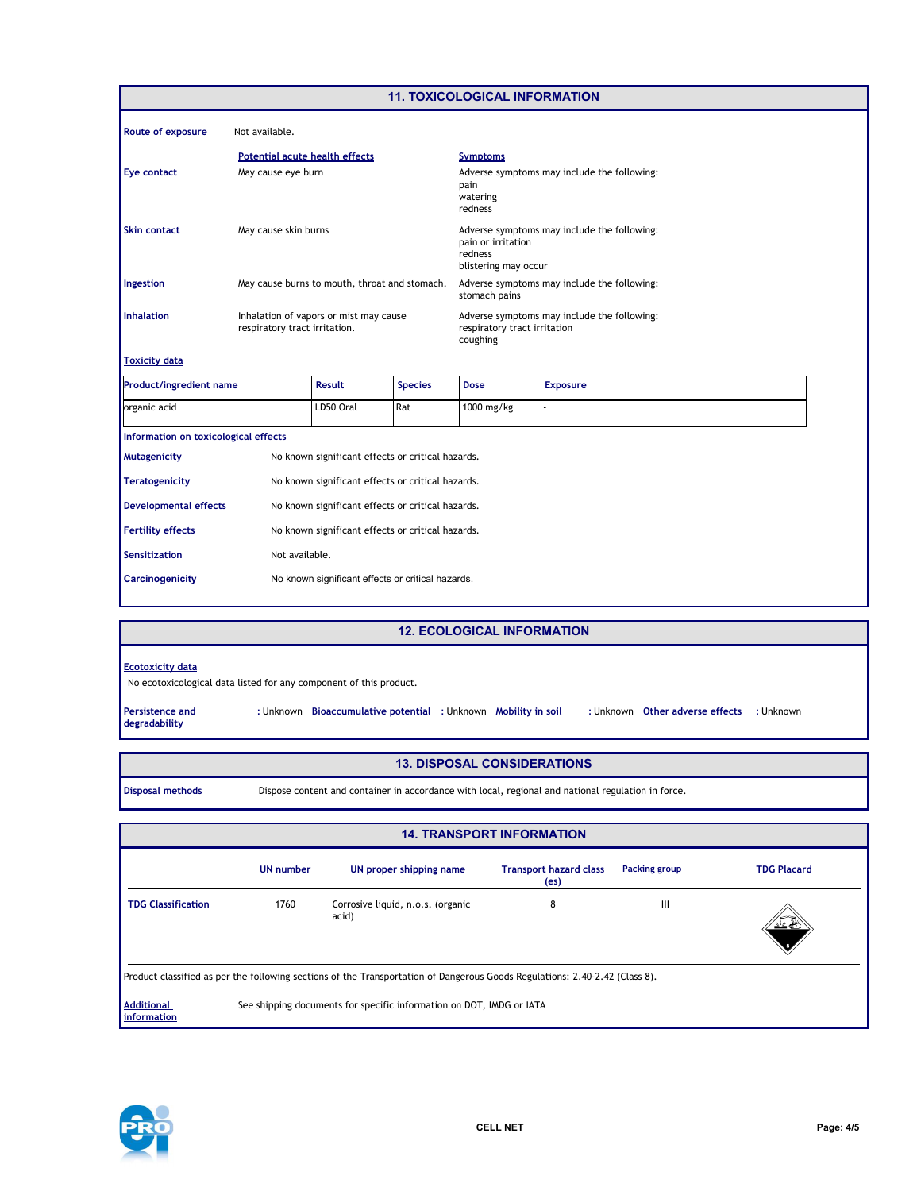## 11. TOXICOLOGICAL INFORMATION

**Route of exposure** Not available.

| | Potential acute health effects | Symptoms |
|---|---|---|
| **Eye contact** | May cause eye burn | Adverse symptoms may include the following: pain, watering, redness |
| **Skin contact** | May cause skin burns | Adverse symptoms may include the following: pain or irritation, redness, blistering may occur |
| **Ingestion** | May cause burns to mouth, throat and stomach. | Adverse symptoms may include the following: stomach pains |
| **Inhalation** | Inhalation of vapors or mist may cause respiratory tract irritation. | Adverse symptoms may include the following: respiratory tract irritation, coughing |

**Toxicity data**

| Product/ingredient name | Result | Species | Dose | Exposure |
|---|---|---|---|---|
| organic acid | LD50 Oral | Rat | 1000 mg/kg | - |

**Information on toxicological effects**

**Mutagenicity** No known significant effects or critical hazards.

**Teratogenicity** No known significant effects or critical hazards.

**Developmental effects** No known significant effects or critical hazards.

**Fertility effects** No known significant effects or critical hazards.

**Sensitization** Not available.

**Carcinogenicity** No known significant effects or critical hazards.

## 12. ECOLOGICAL INFORMATION

**Ecotoxicity data**

No ecotoxicological data listed for any component of this product.

**Persistence and degradability** : Unknown **Bioaccumulative potential** : Unknown **Mobility in soil** : Unknown **Other adverse effects** : Unknown

## 13. DISPOSAL CONSIDERATIONS

**Disposal methods** Dispose content and container in accordance with local, regional and national regulation in force.

## 14. TRANSPORT INFORMATION

| | UN number | UN proper shipping name | Transport hazard class (es) | Packing group | TDG Placard |
|---|---|---|---|---|---|
| **TDG Classification** | 1760 | Corrosive liquid, n.o.s. (organic acid) | 8 | III | |

Product classified as per the following sections of the Transportation of Dangerous Goods Regulations: 2.40-2.42 (Class 8).

**Additional information** See shipping documents for specific information on DOT, IMDG or IATA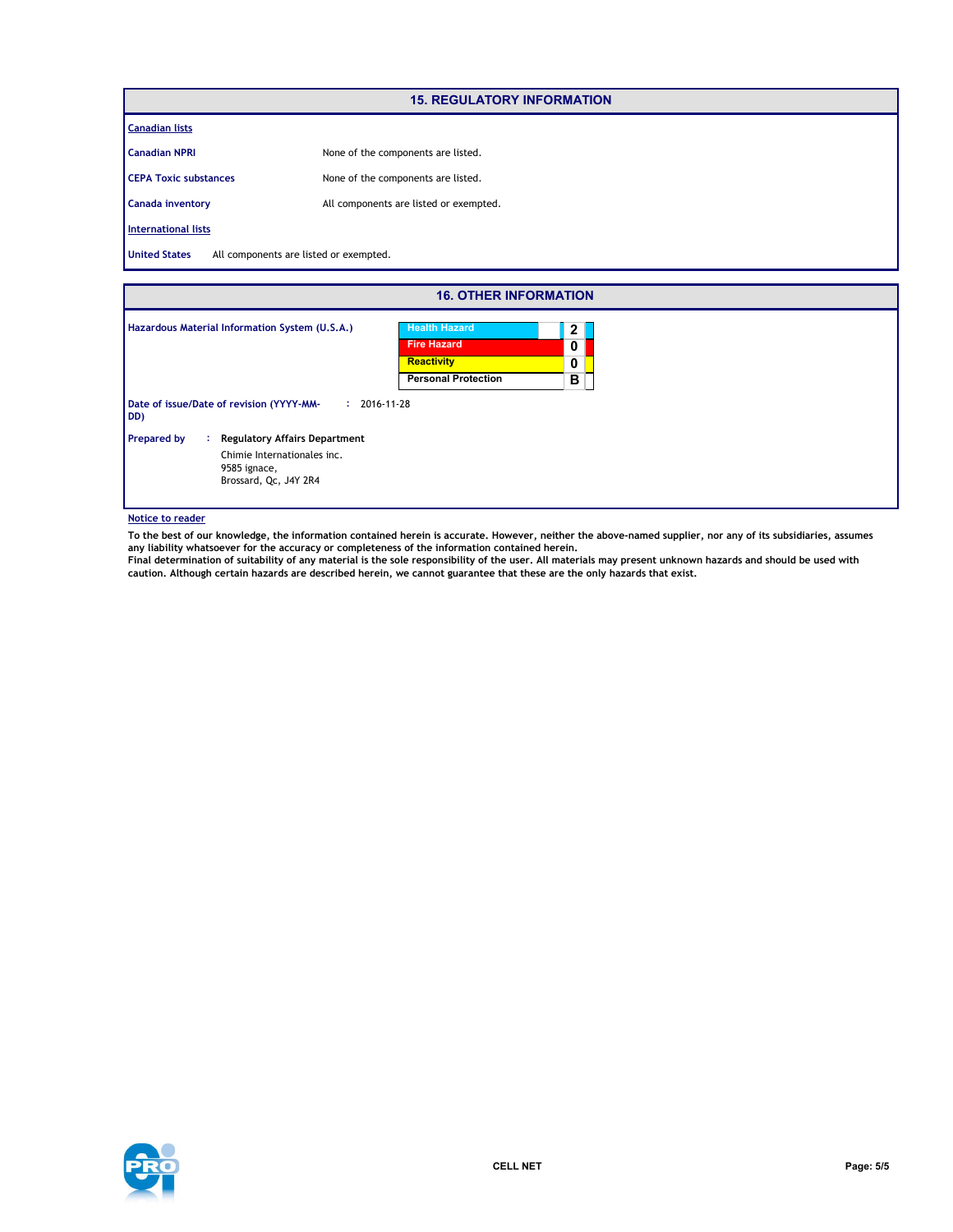## 15. REGULATORY INFORMATION

**Canadian lists**

| | |
|---|---|
| **Canadian NPRI** | None of the components are listed. |
| **CEPA Toxic substances** | None of the components are listed. |
| **Canada inventory** | All components are listed or exempted. |

**International lists**

**United States** All components are listed or exempted.

## 16. OTHER INFORMATION

**Hazardous Material Information System (U.S.A.)**

| | |
|---|---|
| Health Hazard | 2 |
| Fire Hazard | 0 |
| Reactivity | 0 |
| Personal Protection | B |

**Date of issue/Date of revision (YYYY-MM-DD)** : 2016-11-28

**Prepared by** : **Regulatory Affairs Department**
Chimie Internationales inc.
9585 ignace,
Brossard, Qc, J4Y 2R4

**Notice to reader**

**To the best of our knowledge, the information contained herein is accurate. However, neither the above-named supplier, nor any of its subsidiaries, assumes any liability whatsoever for the accuracy or completeness of the information contained herein.**
**Final determination of suitability of any material is the sole responsibility of the user. All materials may present unknown hazards and should be used with caution. Although certain hazards are described herein, we cannot guarantee that these are the only hazards that exist.**